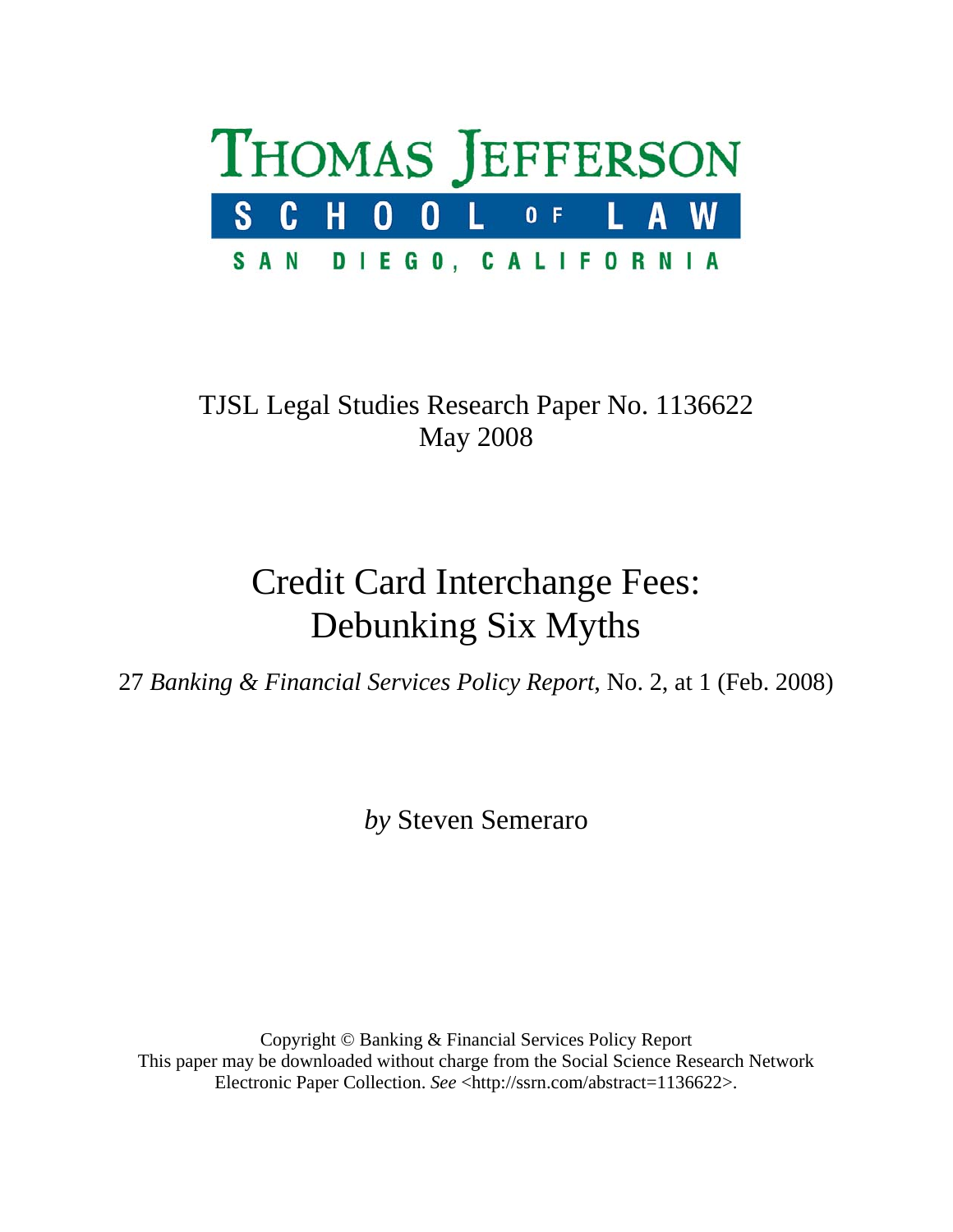THOMAS JEFFERSON

SCHOOL OF LAW

SAN DIEGO, CALIFORNIA

TJSL Legal Studies Research Paper No. 1136622
May 2008

# Credit Card Interchange Fees: Debunking Six Myths

27 *Banking & Financial Services Policy Report*, No. 2, at 1 (Feb. 2008)

*by* Steven Semeraro

Copyright © Banking & Financial Services Policy Report
This paper may be downloaded without charge from the Social Science Research Network Electronic Paper Collection. *See* <http://ssrn.com/abstract=1136622>.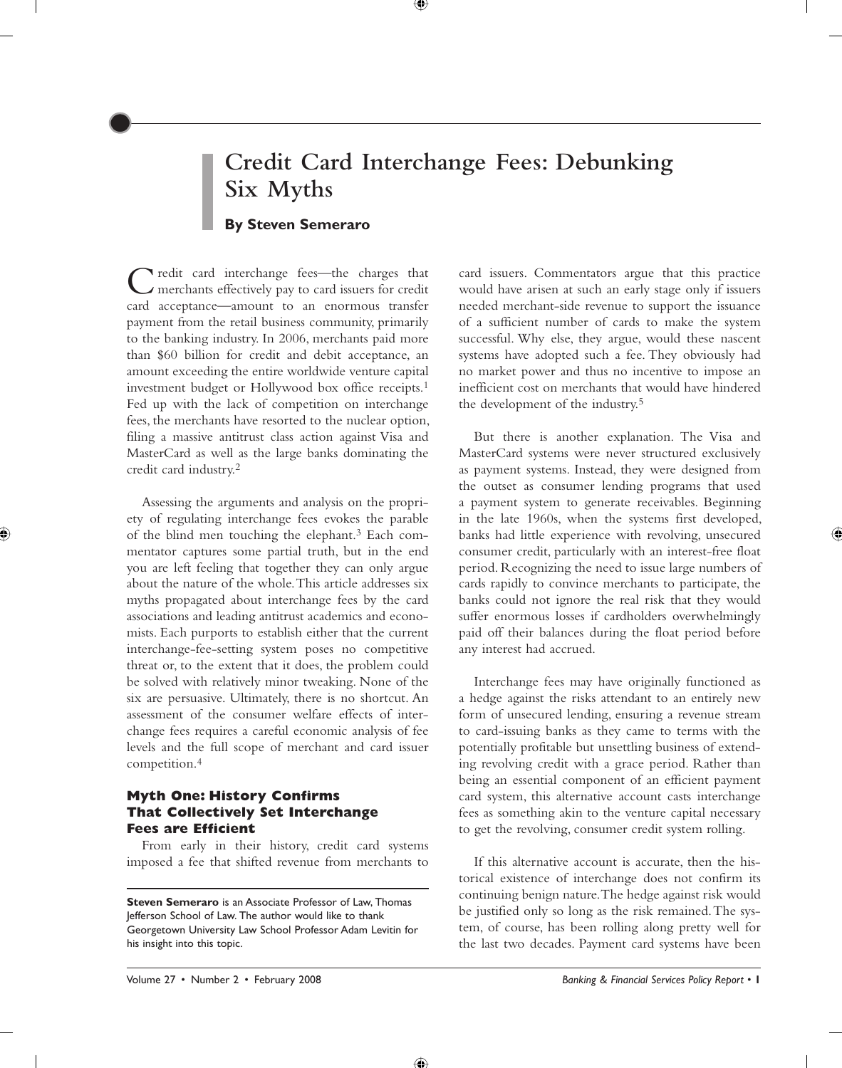# Credit Card Interchange Fees: Debunking Six Myths

**By Steven Semeraro**

Credit card interchange fees—the charges that merchants effectively pay to card issuers for credit card acceptance—amount to an enormous transfer payment from the retail business community, primarily to the banking industry. In 2006, merchants paid more than $60 billion for credit and debit acceptance, an amount exceeding the entire worldwide venture capital investment budget or Hollywood box office receipts.[1] Fed up with the lack of competition on interchange fees, the merchants have resorted to the nuclear option, filing a massive antitrust class action against Visa and MasterCard as well as the large banks dominating the credit card industry.[2]

Assessing the arguments and analysis on the propriety of regulating interchange fees evokes the parable of the blind men touching the elephant.[3] Each commentator captures some partial truth, but in the end you are left feeling that together they can only argue about the nature of the whole. This article addresses six myths propagated about interchange fees by the card associations and leading antitrust academics and economists. Each purports to establish either that the current interchange-fee-setting system poses no competitive threat or, to the extent that it does, the problem could be solved with relatively minor tweaking. None of the six are persuasive. Ultimately, there is no shortcut. An assessment of the consumer welfare effects of interchange fees requires a careful economic analysis of fee levels and the full scope of merchant and card issuer competition.[4]

### Myth One: History Confirms That Collectively Set Interchange Fees are Efficient

From early in their history, credit card systems imposed a fee that shifted revenue from merchants to card issuers. Commentators argue that this practice would have arisen at such an early stage only if issuers needed merchant-side revenue to support the issuance of a sufficient number of cards to make the system successful. Why else, they argue, would these nascent systems have adopted such a fee. They obviously had no market power and thus no incentive to impose an inefficient cost on merchants that would have hindered the development of the industry.[5]

But there is another explanation. The Visa and MasterCard systems were never structured exclusively as payment systems. Instead, they were designed from the outset as consumer lending programs that used a payment system to generate receivables. Beginning in the late 1960s, when the systems first developed, banks had little experience with revolving, unsecured consumer credit, particularly with an interest-free float period. Recognizing the need to issue large numbers of cards rapidly to convince merchants to participate, the banks could not ignore the real risk that they would suffer enormous losses if cardholders overwhelmingly paid off their balances during the float period before any interest had accrued.

Interchange fees may have originally functioned as a hedge against the risks attendant to an entirely new form of unsecured lending, ensuring a revenue stream to card-issuing banks as they came to terms with the potentially profitable but unsettling business of extending revolving credit with a grace period. Rather than being an essential component of an efficient payment card system, this alternative account casts interchange fees as something akin to the venture capital necessary to get the revolving, consumer credit system rolling.

If this alternative account is accurate, then the historical existence of interchange does not confirm its continuing benign nature. The hedge against risk would be justified only so long as the risk remained. The system, of course, has been rolling along pretty well for the last two decades. Payment card systems have been

---

**Steven Semeraro** is an Associate Professor of Law, Thomas Jefferson School of Law. The author would like to thank Georgetown University Law School Professor Adam Levitin for his insight into this topic.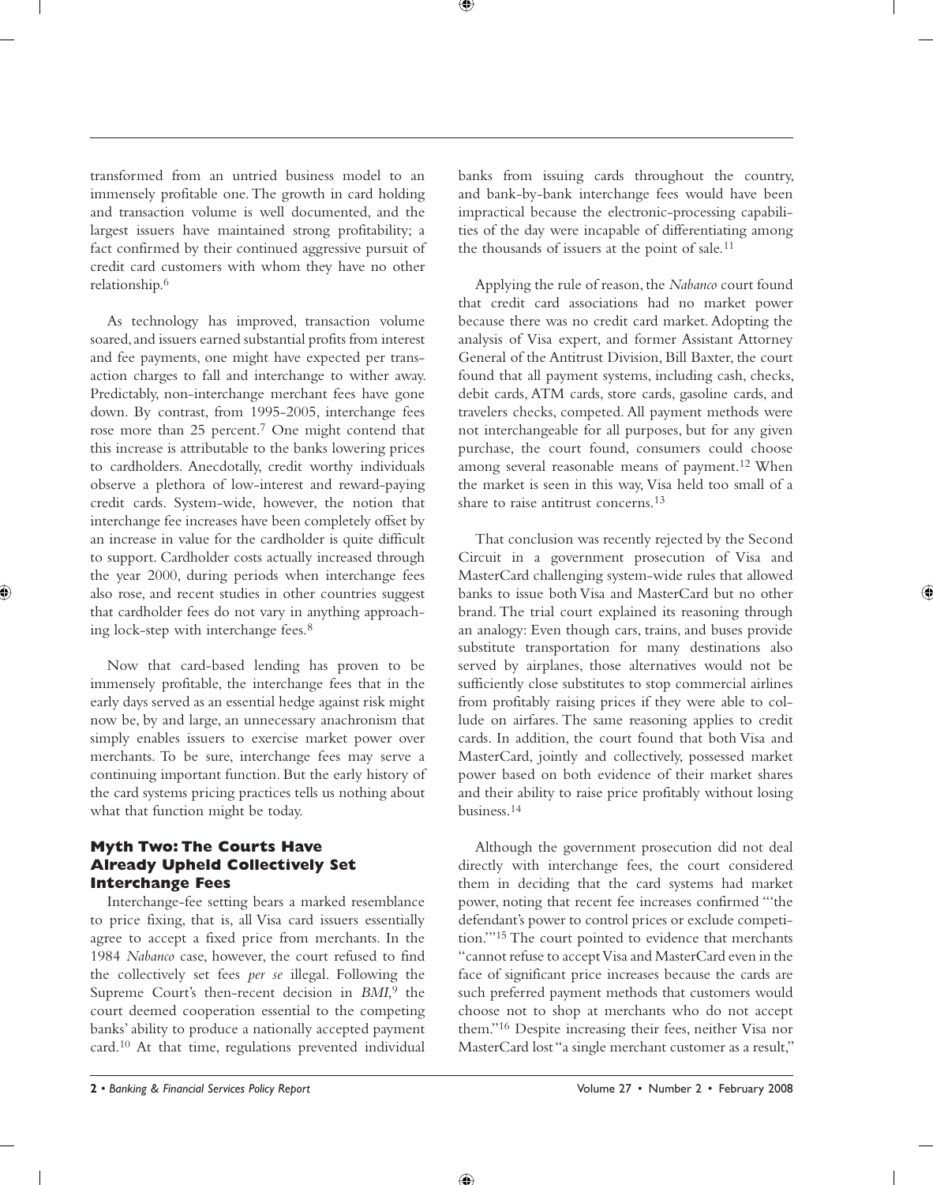transformed from an untried business model to an immensely profitable one. The growth in card holding and transaction volume is well documented, and the largest issuers have maintained strong profitability; a fact confirmed by their continued aggressive pursuit of credit card customers with whom they have no other relationship.[6]

As technology has improved, transaction volume soared, and issuers earned substantial profits from interest and fee payments, one might have expected per transaction charges to fall and interchange to wither away. Predictably, non-interchange merchant fees have gone down. By contrast, from 1995-2005, interchange fees rose more than 25 percent.[7] One might contend that this increase is attributable to the banks lowering prices to cardholders. Anecdotally, credit worthy individuals observe a plethora of low-interest and reward-paying credit cards. System-wide, however, the notion that interchange fee increases have been completely offset by an increase in value for the cardholder is quite difficult to support. Cardholder costs actually increased through the year 2000, during periods when interchange fees also rose, and recent studies in other countries suggest that cardholder fees do not vary in anything approaching lock-step with interchange fees.[8]

Now that card-based lending has proven to be immensely profitable, the interchange fees that in the early days served as an essential hedge against risk might now be, by and large, an unnecessary anachronism that simply enables issuers to exercise market power over merchants. To be sure, interchange fees may serve a continuing important function. But the early history of the card systems pricing practices tells us nothing about what that function might be today.

## Myth Two: The Courts Have Already Upheld Collectively Set Interchange Fees

Interchange-fee setting bears a marked resemblance to price fixing, that is, all Visa card issuers essentially agree to accept a fixed price from merchants. In the 1984 *Nabanco* case, however, the court refused to find the collectively set fees *per se* illegal. Following the Supreme Court's then-recent decision in *BMI*,[9] the court deemed cooperation essential to the competing banks' ability to produce a nationally accepted payment card.[10] At that time, regulations prevented individual banks from issuing cards throughout the country, and bank-by-bank interchange fees would have been impractical because the electronic-processing capabilities of the day were incapable of differentiating among the thousands of issuers at the point of sale.[11]

Applying the rule of reason, the *Nabanco* court found that credit card associations had no market power because there was no credit card market. Adopting the analysis of Visa expert, and former Assistant Attorney General of the Antitrust Division, Bill Baxter, the court found that all payment systems, including cash, checks, debit cards, ATM cards, store cards, gasoline cards, and travelers checks, competed. All payment methods were not interchangeable for all purposes, but for any given purchase, the court found, consumers could choose among several reasonable means of payment.[12] When the market is seen in this way, Visa held too small of a share to raise antitrust concerns.[13]

That conclusion was recently rejected by the Second Circuit in a government prosecution of Visa and MasterCard challenging system-wide rules that allowed banks to issue both Visa and MasterCard but no other brand. The trial court explained its reasoning through an analogy: Even though cars, trains, and buses provide substitute transportation for many destinations also served by airplanes, those alternatives would not be sufficiently close substitutes to stop commercial airlines from profitably raising prices if they were able to collude on airfares. The same reasoning applies to credit cards. In addition, the court found that both Visa and MasterCard, jointly and collectively, possessed market power based on both evidence of their market shares and their ability to raise price profitably without losing business.[14]

Although the government prosecution did not deal directly with interchange fees, the court considered them in deciding that the card systems had market power, noting that recent fee increases confirmed "'the defendant's power to control prices or exclude competition.'"[15] The court pointed to evidence that merchants "cannot refuse to accept Visa and MasterCard even in the face of significant price increases because the cards are such preferred payment methods that customers would choose not to shop at merchants who do not accept them."[16] Despite increasing their fees, neither Visa nor MasterCard lost "a single merchant customer as a result,"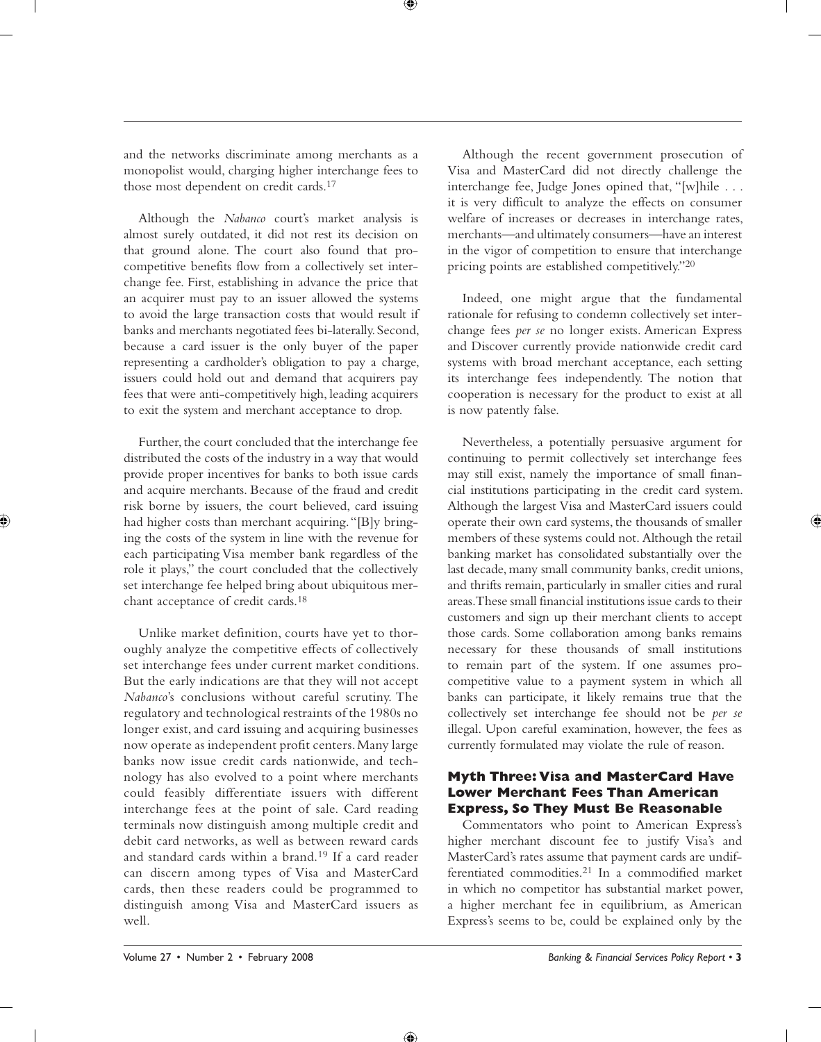and the networks discriminate among merchants as a monopolist would, charging higher interchange fees to those most dependent on credit cards.[17]

Although the *Nabanco* court's market analysis is almost surely outdated, it did not rest its decision on that ground alone. The court also found that procompetitive benefits flow from a collectively set interchange fee. First, establishing in advance the price that an acquirer must pay to an issuer allowed the systems to avoid the large transaction costs that would result if banks and merchants negotiated fees bi-laterally. Second, because a card issuer is the only buyer of the paper representing a cardholder's obligation to pay a charge, issuers could hold out and demand that acquirers pay fees that were anti-competitively high, leading acquirers to exit the system and merchant acceptance to drop.

Further, the court concluded that the interchange fee distributed the costs of the industry in a way that would provide proper incentives for banks to both issue cards and acquire merchants. Because of the fraud and credit risk borne by issuers, the court believed, card issuing had higher costs than merchant acquiring. "[B]y bringing the costs of the system in line with the revenue for each participating Visa member bank regardless of the role it plays," the court concluded that the collectively set interchange fee helped bring about ubiquitous merchant acceptance of credit cards.[18]

Unlike market definition, courts have yet to thoroughly analyze the competitive effects of collectively set interchange fees under current market conditions. But the early indications are that they will not accept *Nabanco*'s conclusions without careful scrutiny. The regulatory and technological restraints of the 1980s no longer exist, and card issuing and acquiring businesses now operate as independent profit centers. Many large banks now issue credit cards nationwide, and technology has also evolved to a point where merchants could feasibly differentiate issuers with different interchange fees at the point of sale. Card reading terminals now distinguish among multiple credit and debit card networks, as well as between reward cards and standard cards within a brand.[19] If a card reader can discern among types of Visa and MasterCard cards, then these readers could be programmed to distinguish among Visa and MasterCard issuers as well.

Although the recent government prosecution of Visa and MasterCard did not directly challenge the interchange fee, Judge Jones opined that, "[w]hile . . . it is very difficult to analyze the effects on consumer welfare of increases or decreases in interchange rates, merchants—and ultimately consumers—have an interest in the vigor of competition to ensure that interchange pricing points are established competitively."[20]

Indeed, one might argue that the fundamental rationale for refusing to condemn collectively set interchange fees *per se* no longer exists. American Express and Discover currently provide nationwide credit card systems with broad merchant acceptance, each setting its interchange fees independently. The notion that cooperation is necessary for the product to exist at all is now patently false.

Nevertheless, a potentially persuasive argument for continuing to permit collectively set interchange fees may still exist, namely the importance of small financial institutions participating in the credit card system. Although the largest Visa and MasterCard issuers could operate their own card systems, the thousands of smaller members of these systems could not. Although the retail banking market has consolidated substantially over the last decade, many small community banks, credit unions, and thrifts remain, particularly in smaller cities and rural areas. These small financial institutions issue cards to their customers and sign up their merchant clients to accept those cards. Some collaboration among banks remains necessary for these thousands of small institutions to remain part of the system. If one assumes procompetitive value to a payment system in which all banks can participate, it likely remains true that the collectively set interchange fee should not be *per se* illegal. Upon careful examination, however, the fees as currently formulated may violate the rule of reason.

### Myth Three: Visa and MasterCard Have Lower Merchant Fees Than American Express, So They Must Be Reasonable

Commentators who point to American Express's higher merchant discount fee to justify Visa's and MasterCard's rates assume that payment cards are undifferentiated commodities.[21] In a commodified market in which no competitor has substantial market power, a higher merchant fee in equilibrium, as American Express's seems to be, could be explained only by the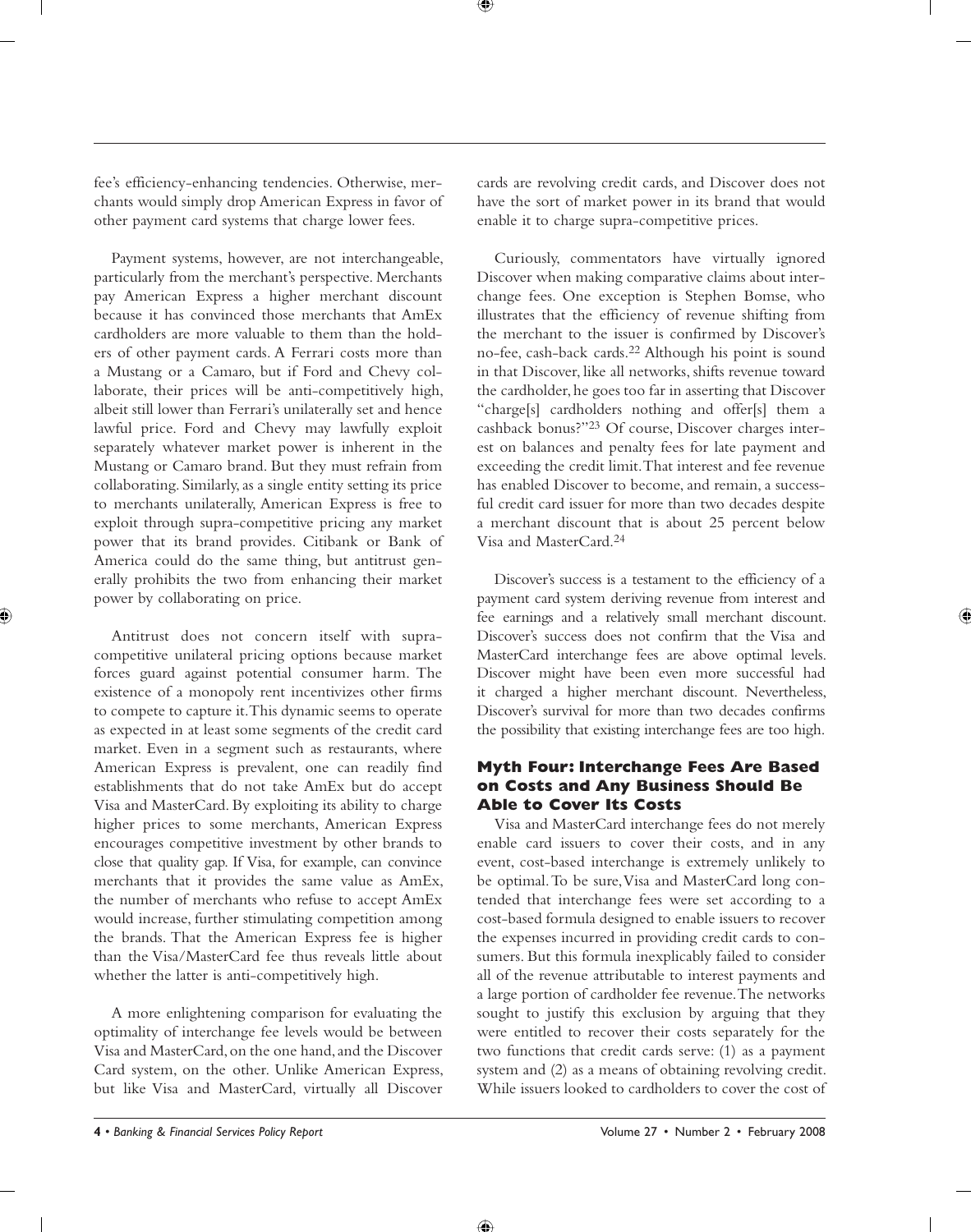fee's efficiency-enhancing tendencies. Otherwise, merchants would simply drop American Express in favor of other payment card systems that charge lower fees.

Payment systems, however, are not interchangeable, particularly from the merchant's perspective. Merchants pay American Express a higher merchant discount because it has convinced those merchants that AmEx cardholders are more valuable to them than the holders of other payment cards. A Ferrari costs more than a Mustang or a Camaro, but if Ford and Chevy collaborate, their prices will be anti-competitively high, albeit still lower than Ferrari's unilaterally set and hence lawful price. Ford and Chevy may lawfully exploit separately whatever market power is inherent in the Mustang or Camaro brand. But they must refrain from collaborating. Similarly, as a single entity setting its price to merchants unilaterally, American Express is free to exploit through supra-competitive pricing any market power that its brand provides. Citibank or Bank of America could do the same thing, but antitrust generally prohibits the two from enhancing their market power by collaborating on price.

Antitrust does not concern itself with supra-competitive unilateral pricing options because market forces guard against potential consumer harm. The existence of a monopoly rent incentivizes other firms to compete to capture it. This dynamic seems to operate as expected in at least some segments of the credit card market. Even in a segment such as restaurants, where American Express is prevalent, one can readily find establishments that do not take AmEx but do accept Visa and MasterCard. By exploiting its ability to charge higher prices to some merchants, American Express encourages competitive investment by other brands to close that quality gap. If Visa, for example, can convince merchants that it provides the same value as AmEx, the number of merchants who refuse to accept AmEx would increase, further stimulating competition among the brands. That the American Express fee is higher than the Visa/MasterCard fee thus reveals little about whether the latter is anti-competitively high.

A more enlightening comparison for evaluating the optimality of interchange fee levels would be between Visa and MasterCard, on the one hand, and the Discover Card system, on the other. Unlike American Express, but like Visa and MasterCard, virtually all Discover cards are revolving credit cards, and Discover does not have the sort of market power in its brand that would enable it to charge supra-competitive prices.

Curiously, commentators have virtually ignored Discover when making comparative claims about interchange fees. One exception is Stephen Bomse, who illustrates that the efficiency of revenue shifting from the merchant to the issuer is confirmed by Discover's no-fee, cash-back cards.[22] Although his point is sound in that Discover, like all networks, shifts revenue toward the cardholder, he goes too far in asserting that Discover "charge[s] cardholders nothing and offer[s] them a cashback bonus?"[23] Of course, Discover charges interest on balances and penalty fees for late payment and exceeding the credit limit. That interest and fee revenue has enabled Discover to become, and remain, a successful credit card issuer for more than two decades despite a merchant discount that is about 25 percent below Visa and MasterCard.[24]

Discover's success is a testament to the efficiency of a payment card system deriving revenue from interest and fee earnings and a relatively small merchant discount. Discover's success does not confirm that the Visa and MasterCard interchange fees are above optimal levels. Discover might have been even more successful had it charged a higher merchant discount. Nevertheless, Discover's survival for more than two decades confirms the possibility that existing interchange fees are too high.

### Myth Four: Interchange Fees Are Based on Costs and Any Business Should Be Able to Cover Its Costs

Visa and MasterCard interchange fees do not merely enable card issuers to cover their costs, and in any event, cost-based interchange is extremely unlikely to be optimal. To be sure, Visa and MasterCard long contended that interchange fees were set according to a cost-based formula designed to enable issuers to recover the expenses incurred in providing credit cards to consumers. But this formula inexplicably failed to consider all of the revenue attributable to interest payments and a large portion of cardholder fee revenue. The networks sought to justify this exclusion by arguing that they were entitled to recover their costs separately for the two functions that credit cards serve: (1) as a payment system and (2) as a means of obtaining revolving credit. While issuers looked to cardholders to cover the cost of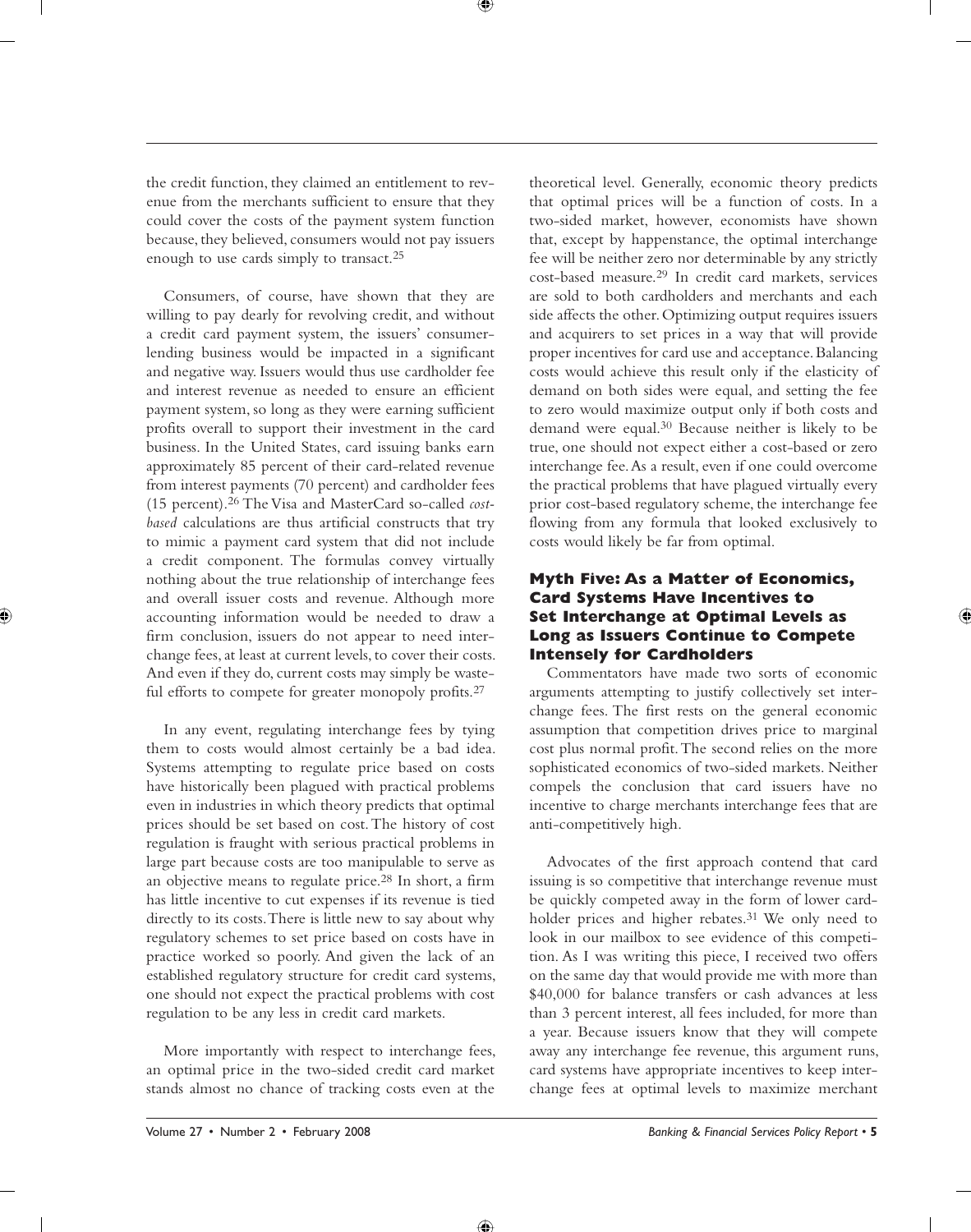the credit function, they claimed an entitlement to revenue from the merchants sufficient to ensure that they could cover the costs of the payment system function because, they believed, consumers would not pay issuers enough to use cards simply to transact.[25]

Consumers, of course, have shown that they are willing to pay dearly for revolving credit, and without a credit card payment system, the issuers' consumer-lending business would be impacted in a significant and negative way. Issuers would thus use cardholder fee and interest revenue as needed to ensure an efficient payment system, so long as they were earning sufficient profits overall to support their investment in the card business. In the United States, card issuing banks earn approximately 85 percent of their card-related revenue from interest payments (70 percent) and cardholder fees (15 percent).[26] The Visa and MasterCard so-called *cost-based* calculations are thus artificial constructs that try to mimic a payment card system that did not include a credit component. The formulas convey virtually nothing about the true relationship of interchange fees and overall issuer costs and revenue. Although more accounting information would be needed to draw a firm conclusion, issuers do not appear to need interchange fees, at least at current levels, to cover their costs. And even if they do, current costs may simply be wasteful efforts to compete for greater monopoly profits.[27]

In any event, regulating interchange fees by tying them to costs would almost certainly be a bad idea. Systems attempting to regulate price based on costs have historically been plagued with practical problems even in industries in which theory predicts that optimal prices should be set based on cost. The history of cost regulation is fraught with serious practical problems in large part because costs are too manipulable to serve as an objective means to regulate price.[28] In short, a firm has little incentive to cut expenses if its revenue is tied directly to its costs. There is little new to say about why regulatory schemes to set price based on costs have in practice worked so poorly. And given the lack of an established regulatory structure for credit card systems, one should not expect the practical problems with cost regulation to be any less in credit card markets.

More importantly with respect to interchange fees, an optimal price in the two-sided credit card market stands almost no chance of tracking costs even at the theoretical level. Generally, economic theory predicts that optimal prices will be a function of costs. In a two-sided market, however, economists have shown that, except by happenstance, the optimal interchange fee will be neither zero nor determinable by any strictly cost-based measure.[29] In credit card markets, services are sold to both cardholders and merchants and each side affects the other. Optimizing output requires issuers and acquirers to set prices in a way that will provide proper incentives for card use and acceptance. Balancing costs would achieve this result only if the elasticity of demand on both sides were equal, and setting the fee to zero would maximize output only if both costs and demand were equal.[30] Because neither is likely to be true, one should not expect either a cost-based or zero interchange fee. As a result, even if one could overcome the practical problems that have plagued virtually every prior cost-based regulatory scheme, the interchange fee flowing from any formula that looked exclusively to costs would likely be far from optimal.

## Myth Five: As a Matter of Economics, Card Systems Have Incentives to Set Interchange at Optimal Levels as Long as Issuers Continue to Compete Intensely for Cardholders

Commentators have made two sorts of economic arguments attempting to justify collectively set interchange fees. The first rests on the general economic assumption that competition drives price to marginal cost plus normal profit. The second relies on the more sophisticated economics of two-sided markets. Neither compels the conclusion that card issuers have no incentive to charge merchants interchange fees that are anti-competitively high.

Advocates of the first approach contend that card issuing is so competitive that interchange revenue must be quickly competed away in the form of lower cardholder prices and higher rebates.[31] We only need to look in our mailbox to see evidence of this competition. As I was writing this piece, I received two offers on the same day that would provide me with more than $40,000 for balance transfers or cash advances at less than 3 percent interest, all fees included, for more than a year. Because issuers know that they will compete away any interchange fee revenue, this argument runs, card systems have appropriate incentives to keep interchange fees at optimal levels to maximize merchant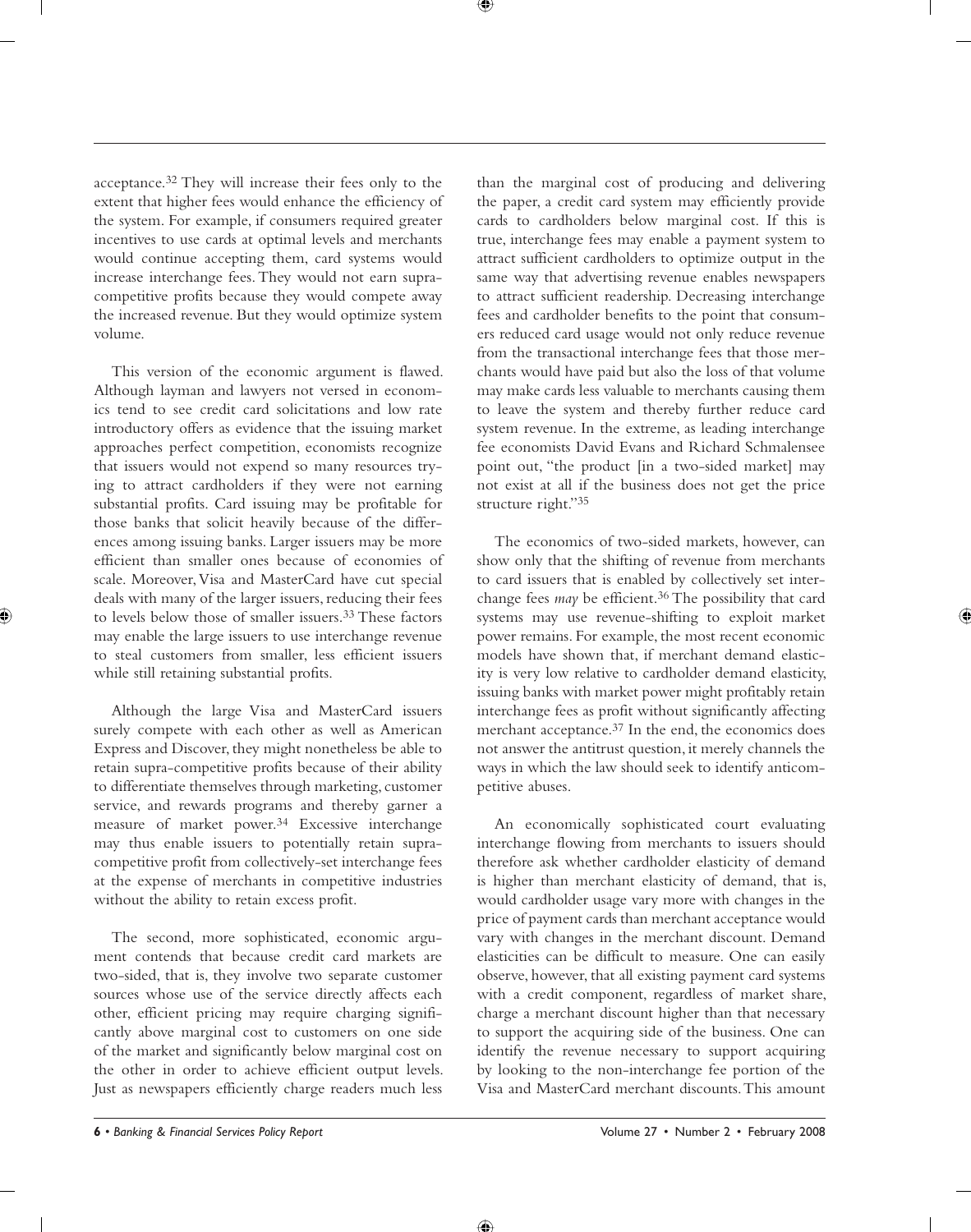acceptance.[32] They will increase their fees only to the extent that higher fees would enhance the efficiency of the system. For example, if consumers required greater incentives to use cards at optimal levels and merchants would continue accepting them, card systems would increase interchange fees. They would not earn supra-competitive profits because they would compete away the increased revenue. But they would optimize system volume.

This version of the economic argument is flawed. Although layman and lawyers not versed in economics tend to see credit card solicitations and low rate introductory offers as evidence that the issuing market approaches perfect competition, economists recognize that issuers would not expend so many resources trying to attract cardholders if they were not earning substantial profits. Card issuing may be profitable for those banks that solicit heavily because of the differences among issuing banks. Larger issuers may be more efficient than smaller ones because of economies of scale. Moreover, Visa and MasterCard have cut special deals with many of the larger issuers, reducing their fees to levels below those of smaller issuers.[33] These factors may enable the large issuers to use interchange revenue to steal customers from smaller, less efficient issuers while still retaining substantial profits.

Although the large Visa and MasterCard issuers surely compete with each other as well as American Express and Discover, they might nonetheless be able to retain supra-competitive profits because of their ability to differentiate themselves through marketing, customer service, and rewards programs and thereby garner a measure of market power.[34] Excessive interchange may thus enable issuers to potentially retain supra-competitive profit from collectively-set interchange fees at the expense of merchants in competitive industries without the ability to retain excess profit.

The second, more sophisticated, economic argument contends that because credit card markets are two-sided, that is, they involve two separate customer sources whose use of the service directly affects each other, efficient pricing may require charging significantly above marginal cost to customers on one side of the market and significantly below marginal cost on the other in order to achieve efficient output levels. Just as newspapers efficiently charge readers much less than the marginal cost of producing and delivering the paper, a credit card system may efficiently provide cards to cardholders below marginal cost. If this is true, interchange fees may enable a payment system to attract sufficient cardholders to optimize output in the same way that advertising revenue enables newspapers to attract sufficient readership. Decreasing interchange fees and cardholder benefits to the point that consumers reduced card usage would not only reduce revenue from the transactional interchange fees that those merchants would have paid but also the loss of that volume may make cards less valuable to merchants causing them to leave the system and thereby further reduce card system revenue. In the extreme, as leading interchange fee economists David Evans and Richard Schmalensee point out, "the product [in a two-sided market] may not exist at all if the business does not get the price structure right."[35]

The economics of two-sided markets, however, can show only that the shifting of revenue from merchants to card issuers that is enabled by collectively set interchange fees *may* be efficient.[36] The possibility that card systems may use revenue-shifting to exploit market power remains. For example, the most recent economic models have shown that, if merchant demand elasticity is very low relative to cardholder demand elasticity, issuing banks with market power might profitably retain interchange fees as profit without significantly affecting merchant acceptance.[37] In the end, the economics does not answer the antitrust question, it merely channels the ways in which the law should seek to identify anticompetitive abuses.

An economically sophisticated court evaluating interchange flowing from merchants to issuers should therefore ask whether cardholder elasticity of demand is higher than merchant elasticity of demand, that is, would cardholder usage vary more with changes in the price of payment cards than merchant acceptance would vary with changes in the merchant discount. Demand elasticities can be difficult to measure. One can easily observe, however, that all existing payment card systems with a credit component, regardless of market share, charge a merchant discount higher than that necessary to support the acquiring side of the business. One can identify the revenue necessary to support acquiring by looking to the non-interchange fee portion of the Visa and MasterCard merchant discounts. This amount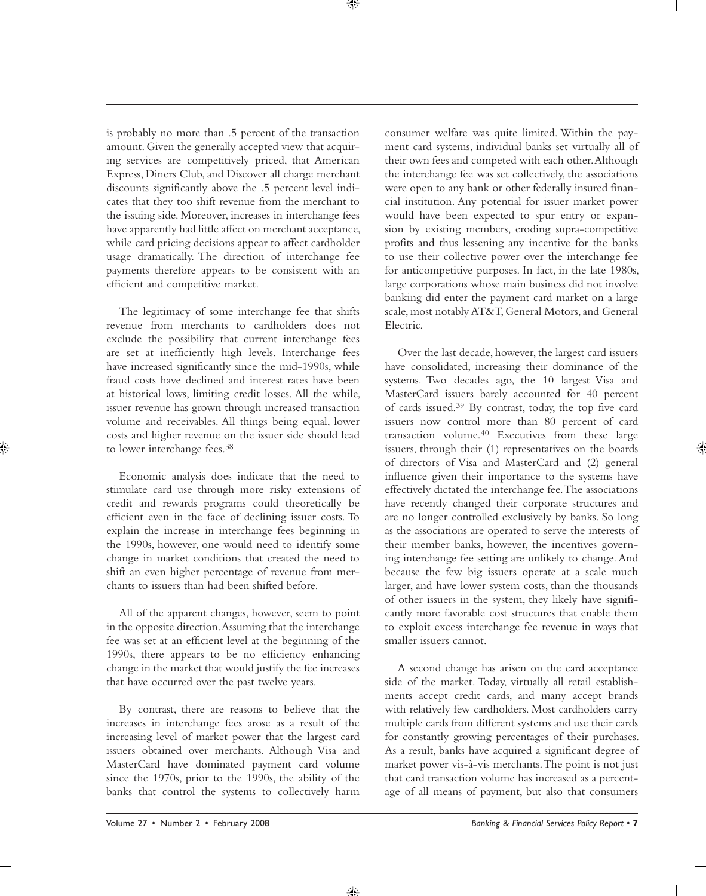is probably no more than .5 percent of the transaction amount. Given the generally accepted view that acquiring services are competitively priced, that American Express, Diners Club, and Discover all charge merchant discounts significantly above the .5 percent level indicates that they too shift revenue from the merchant to the issuing side. Moreover, increases in interchange fees have apparently had little affect on merchant acceptance, while card pricing decisions appear to affect cardholder usage dramatically. The direction of interchange fee payments therefore appears to be consistent with an efficient and competitive market.

The legitimacy of some interchange fee that shifts revenue from merchants to cardholders does not exclude the possibility that current interchange fees are set at inefficiently high levels. Interchange fees have increased significantly since the mid-1990s, while fraud costs have declined and interest rates have been at historical lows, limiting credit losses. All the while, issuer revenue has grown through increased transaction volume and receivables. All things being equal, lower costs and higher revenue on the issuer side should lead to lower interchange fees.[38]

Economic analysis does indicate that the need to stimulate card use through more risky extensions of credit and rewards programs could theoretically be efficient even in the face of declining issuer costs. To explain the increase in interchange fees beginning in the 1990s, however, one would need to identify some change in market conditions that created the need to shift an even higher percentage of revenue from merchants to issuers than had been shifted before.

All of the apparent changes, however, seem to point in the opposite direction. Assuming that the interchange fee was set at an efficient level at the beginning of the 1990s, there appears to be no efficiency enhancing change in the market that would justify the fee increases that have occurred over the past twelve years.

By contrast, there are reasons to believe that the increases in interchange fees arose as a result of the increasing level of market power that the largest card issuers obtained over merchants. Although Visa and MasterCard have dominated payment card volume since the 1970s, prior to the 1990s, the ability of the banks that control the systems to collectively harm consumer welfare was quite limited. Within the payment card systems, individual banks set virtually all of their own fees and competed with each other. Although the interchange fee was set collectively, the associations were open to any bank or other federally insured financial institution. Any potential for issuer market power would have been expected to spur entry or expansion by existing members, eroding supra-competitive profits and thus lessening any incentive for the banks to use their collective power over the interchange fee for anticompetitive purposes. In fact, in the late 1980s, large corporations whose main business did not involve banking did enter the payment card market on a large scale, most notably AT&T, General Motors, and General Electric.

Over the last decade, however, the largest card issuers have consolidated, increasing their dominance of the systems. Two decades ago, the 10 largest Visa and MasterCard issuers barely accounted for 40 percent of cards issued.[39] By contrast, today, the top five card issuers now control more than 80 percent of card transaction volume.[40] Executives from these large issuers, through their (1) representatives on the boards of directors of Visa and MasterCard and (2) general influence given their importance to the systems have effectively dictated the interchange fee. The associations have recently changed their corporate structures and are no longer controlled exclusively by banks. So long as the associations are operated to serve the interests of their member banks, however, the incentives governing interchange fee setting are unlikely to change. And because the few big issuers operate at a scale much larger, and have lower system costs, than the thousands of other issuers in the system, they likely have significantly more favorable cost structures that enable them to exploit excess interchange fee revenue in ways that smaller issuers cannot.

A second change has arisen on the card acceptance side of the market. Today, virtually all retail establishments accept credit cards, and many accept brands with relatively few cardholders. Most cardholders carry multiple cards from different systems and use their cards for constantly growing percentages of their purchases. As a result, banks have acquired a significant degree of market power vis-à-vis merchants. The point is not just that card transaction volume has increased as a percentage of all means of payment, but also that consumers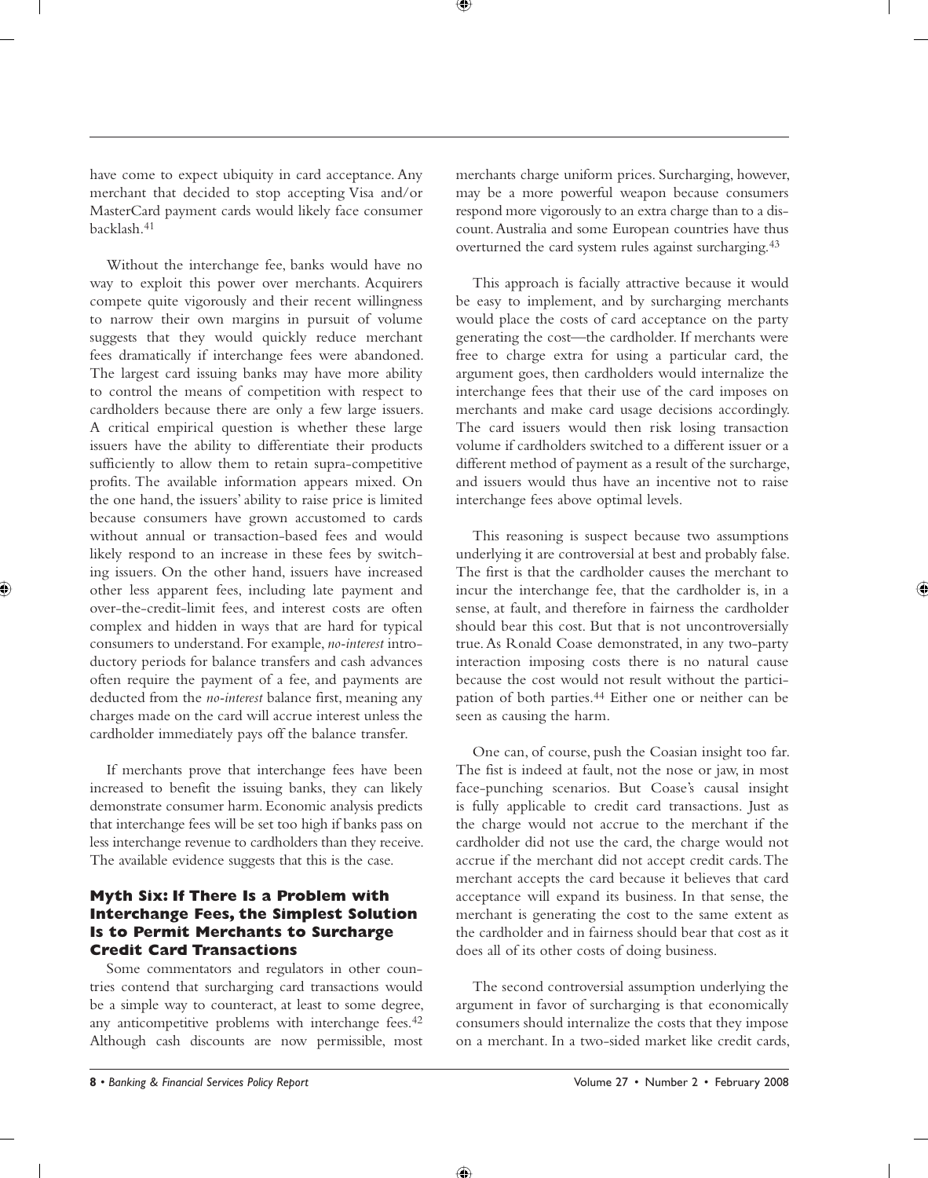have come to expect ubiquity in card acceptance. Any merchant that decided to stop accepting Visa and/or MasterCard payment cards would likely face consumer backlash.[41]

Without the interchange fee, banks would have no way to exploit this power over merchants. Acquirers compete quite vigorously and their recent willingness to narrow their own margins in pursuit of volume suggests that they would quickly reduce merchant fees dramatically if interchange fees were abandoned. The largest card issuing banks may have more ability to control the means of competition with respect to cardholders because there are only a few large issuers. A critical empirical question is whether these large issuers have the ability to differentiate their products sufficiently to allow them to retain supra-competitive profits. The available information appears mixed. On the one hand, the issuers' ability to raise price is limited because consumers have grown accustomed to cards without annual or transaction-based fees and would likely respond to an increase in these fees by switching issuers. On the other hand, issuers have increased other less apparent fees, including late payment and over-the-credit-limit fees, and interest costs are often complex and hidden in ways that are hard for typical consumers to understand. For example, *no-interest* introductory periods for balance transfers and cash advances often require the payment of a fee, and payments are deducted from the *no-interest* balance first, meaning any charges made on the card will accrue interest unless the cardholder immediately pays off the balance transfer.

If merchants prove that interchange fees have been increased to benefit the issuing banks, they can likely demonstrate consumer harm. Economic analysis predicts that interchange fees will be set too high if banks pass on less interchange revenue to cardholders than they receive. The available evidence suggests that this is the case.

### Myth Six: If There Is a Problem with Interchange Fees, the Simplest Solution Is to Permit Merchants to Surcharge Credit Card Transactions

Some commentators and regulators in other countries contend that surcharging card transactions would be a simple way to counteract, at least to some degree, any anticompetitive problems with interchange fees.[42] Although cash discounts are now permissible, most merchants charge uniform prices. Surcharging, however, may be a more powerful weapon because consumers respond more vigorously to an extra charge than to a discount. Australia and some European countries have thus overturned the card system rules against surcharging.[43]

This approach is facially attractive because it would be easy to implement, and by surcharging merchants would place the costs of card acceptance on the party generating the cost—the cardholder. If merchants were free to charge extra for using a particular card, the argument goes, then cardholders would internalize the interchange fees that their use of the card imposes on merchants and make card usage decisions accordingly. The card issuers would then risk losing transaction volume if cardholders switched to a different issuer or a different method of payment as a result of the surcharge, and issuers would thus have an incentive not to raise interchange fees above optimal levels.

This reasoning is suspect because two assumptions underlying it are controversial at best and probably false. The first is that the cardholder causes the merchant to incur the interchange fee, that the cardholder is, in a sense, at fault, and therefore in fairness the cardholder should bear this cost. But that is not uncontroversially true. As Ronald Coase demonstrated, in any two-party interaction imposing costs there is no natural cause because the cost would not result without the participation of both parties.[44] Either one or neither can be seen as causing the harm.

One can, of course, push the Coasian insight too far. The fist is indeed at fault, not the nose or jaw, in most face-punching scenarios. But Coase's causal insight is fully applicable to credit card transactions. Just as the charge would not accrue to the merchant if the cardholder did not use the card, the charge would not accrue if the merchant did not accept credit cards. The merchant accepts the card because it believes that card acceptance will expand its business. In that sense, the merchant is generating the cost to the same extent as the cardholder and in fairness should bear that cost as it does all of its other costs of doing business.

The second controversial assumption underlying the argument in favor of surcharging is that economically consumers should internalize the costs that they impose on a merchant. In a two-sided market like credit cards,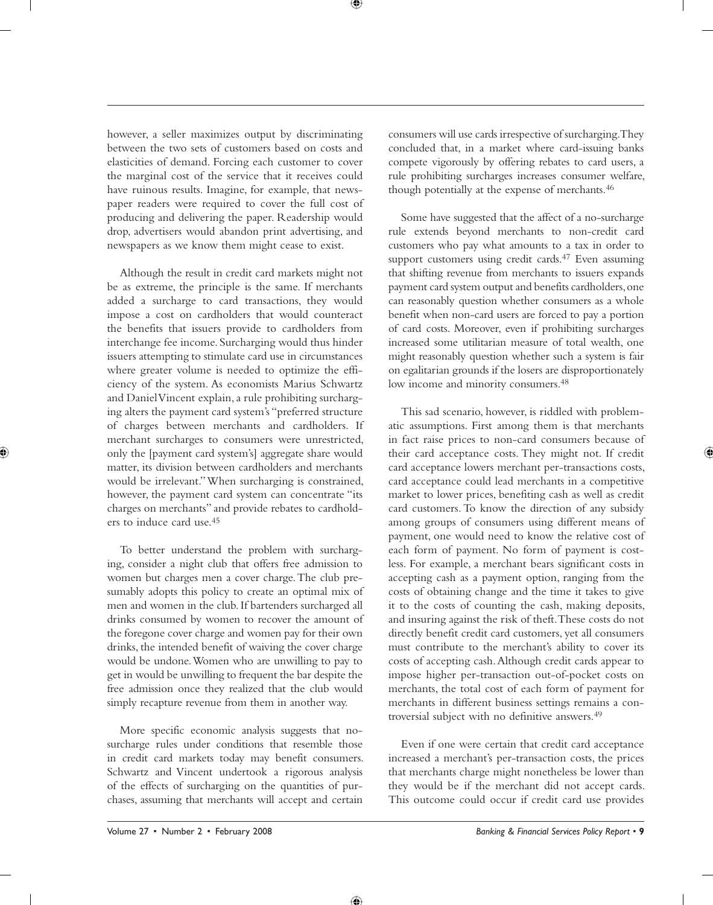however, a seller maximizes output by discriminating between the two sets of customers based on costs and elasticities of demand. Forcing each customer to cover the marginal cost of the service that it receives could have ruinous results. Imagine, for example, that newspaper readers were required to cover the full cost of producing and delivering the paper. Readership would drop, advertisers would abandon print advertising, and newspapers as we know them might cease to exist.

Although the result in credit card markets might not be as extreme, the principle is the same. If merchants added a surcharge to card transactions, they would impose a cost on cardholders that would counteract the benefits that issuers provide to cardholders from interchange fee income. Surcharging would thus hinder issuers attempting to stimulate card use in circumstances where greater volume is needed to optimize the efficiency of the system. As economists Marius Schwartz and Daniel Vincent explain, a rule prohibiting surcharging alters the payment card system's "preferred structure of charges between merchants and cardholders. If merchant surcharges to consumers were unrestricted, only the [payment card system's] aggregate share would matter, its division between cardholders and merchants would be irrelevant." When surcharging is constrained, however, the payment card system can concentrate "its charges on merchants" and provide rebates to cardholders to induce card use.[45]

To better understand the problem with surcharging, consider a night club that offers free admission to women but charges men a cover charge. The club presumably adopts this policy to create an optimal mix of men and women in the club. If bartenders surcharged all drinks consumed by women to recover the amount of the foregone cover charge and women pay for their own drinks, the intended benefit of waiving the cover charge would be undone. Women who are unwilling to pay to get in would be unwilling to frequent the bar despite the free admission once they realized that the club would simply recapture revenue from them in another way.

More specific economic analysis suggests that no-surcharge rules under conditions that resemble those in credit card markets today may benefit consumers. Schwartz and Vincent undertook a rigorous analysis of the effects of surcharging on the quantities of purchases, assuming that merchants will accept and certain consumers will use cards irrespective of surcharging. They concluded that, in a market where card-issuing banks compete vigorously by offering rebates to card users, a rule prohibiting surcharges increases consumer welfare, though potentially at the expense of merchants.[46]

Some have suggested that the affect of a no-surcharge rule extends beyond merchants to non-credit card customers who pay what amounts to a tax in order to support customers using credit cards.[47] Even assuming that shifting revenue from merchants to issuers expands payment card system output and benefits cardholders, one can reasonably question whether consumers as a whole benefit when non-card users are forced to pay a portion of card costs. Moreover, even if prohibiting surcharges increased some utilitarian measure of total wealth, one might reasonably question whether such a system is fair on egalitarian grounds if the losers are disproportionately low income and minority consumers.[48]

This sad scenario, however, is riddled with problematic assumptions. First among them is that merchants in fact raise prices to non-card consumers because of their card acceptance costs. They might not. If credit card acceptance lowers merchant per-transactions costs, card acceptance could lead merchants in a competitive market to lower prices, benefiting cash as well as credit card customers. To know the direction of any subsidy among groups of consumers using different means of payment, one would need to know the relative cost of each form of payment. No form of payment is costless. For example, a merchant bears significant costs in accepting cash as a payment option, ranging from the costs of obtaining change and the time it takes to give it to the costs of counting the cash, making deposits, and insuring against the risk of theft. These costs do not directly benefit credit card customers, yet all consumers must contribute to the merchant's ability to cover its costs of accepting cash. Although credit cards appear to impose higher per-transaction out-of-pocket costs on merchants, the total cost of each form of payment for merchants in different business settings remains a controversial subject with no definitive answers.[49]

Even if one were certain that credit card acceptance increased a merchant's per-transaction costs, the prices that merchants charge might nonetheless be lower than they would be if the merchant did not accept cards. This outcome could occur if credit card use provides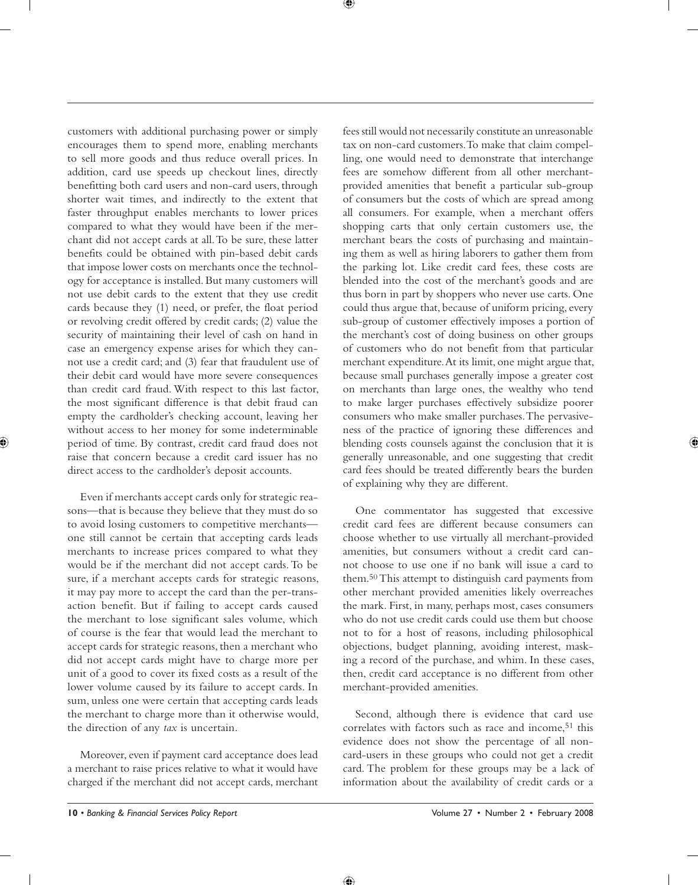customers with additional purchasing power or simply encourages them to spend more, enabling merchants to sell more goods and thus reduce overall prices. In addition, card use speeds up checkout lines, directly benefitting both card users and non-card users, through shorter wait times, and indirectly to the extent that faster throughput enables merchants to lower prices compared to what they would have been if the merchant did not accept cards at all. To be sure, these latter benefits could be obtained with pin-based debit cards that impose lower costs on merchants once the technology for acceptance is installed. But many customers will not use debit cards to the extent that they use credit cards because they (1) need, or prefer, the float period or revolving credit offered by credit cards; (2) value the security of maintaining their level of cash on hand in case an emergency expense arises for which they cannot use a credit card; and (3) fear that fraudulent use of their debit card would have more severe consequences than credit card fraud. With respect to this last factor, the most significant difference is that debit fraud can empty the cardholder's checking account, leaving her without access to her money for some indeterminable period of time. By contrast, credit card fraud does not raise that concern because a credit card issuer has no direct access to the cardholder's deposit accounts.

Even if merchants accept cards only for strategic reasons—that is because they believe that they must do so to avoid losing customers to competitive merchants—one still cannot be certain that accepting cards leads merchants to increase prices compared to what they would be if the merchant did not accept cards. To be sure, if a merchant accepts cards for strategic reasons, it may pay more to accept the card than the per-transaction benefit. But if failing to accept cards caused the merchant to lose significant sales volume, which of course is the fear that would lead the merchant to accept cards for strategic reasons, then a merchant who did not accept cards might have to charge more per unit of a good to cover its fixed costs as a result of the lower volume caused by its failure to accept cards. In sum, unless one were certain that accepting cards leads the merchant to charge more than it otherwise would, the direction of any *tax* is uncertain.

Moreover, even if payment card acceptance does lead a merchant to raise prices relative to what it would have charged if the merchant did not accept cards, merchant fees still would not necessarily constitute an unreasonable tax on non-card customers. To make that claim compelling, one would need to demonstrate that interchange fees are somehow different from all other merchant-provided amenities that benefit a particular sub-group of consumers but the costs of which are spread among all consumers. For example, when a merchant offers shopping carts that only certain customers use, the merchant bears the costs of purchasing and maintaining them as well as hiring laborers to gather them from the parking lot. Like credit card fees, these costs are blended into the cost of the merchant's goods and are thus born in part by shoppers who never use carts. One could thus argue that, because of uniform pricing, every sub-group of customer effectively imposes a portion of the merchant's cost of doing business on other groups of customers who do not benefit from that particular merchant expenditure. At its limit, one might argue that, because small purchases generally impose a greater cost on merchants than large ones, the wealthy who tend to make larger purchases effectively subsidize poorer consumers who make smaller purchases. The pervasiveness of the practice of ignoring these differences and blending costs counsels against the conclusion that it is generally unreasonable, and one suggesting that credit card fees should be treated differently bears the burden of explaining why they are different.

One commentator has suggested that excessive credit card fees are different because consumers can choose whether to use virtually all merchant-provided amenities, but consumers without a credit card cannot choose to use one if no bank will issue a card to them.[50] This attempt to distinguish card payments from other merchant provided amenities likely overreaches the mark. First, in many, perhaps most, cases consumers who do not use credit cards could use them but choose not to for a host of reasons, including philosophical objections, budget planning, avoiding interest, masking a record of the purchase, and whim. In these cases, then, credit card acceptance is no different from other merchant-provided amenities.

Second, although there is evidence that card use correlates with factors such as race and income,[51] this evidence does not show the percentage of all non-card-users in these groups who could not get a credit card. The problem for these groups may be a lack of information about the availability of credit cards or a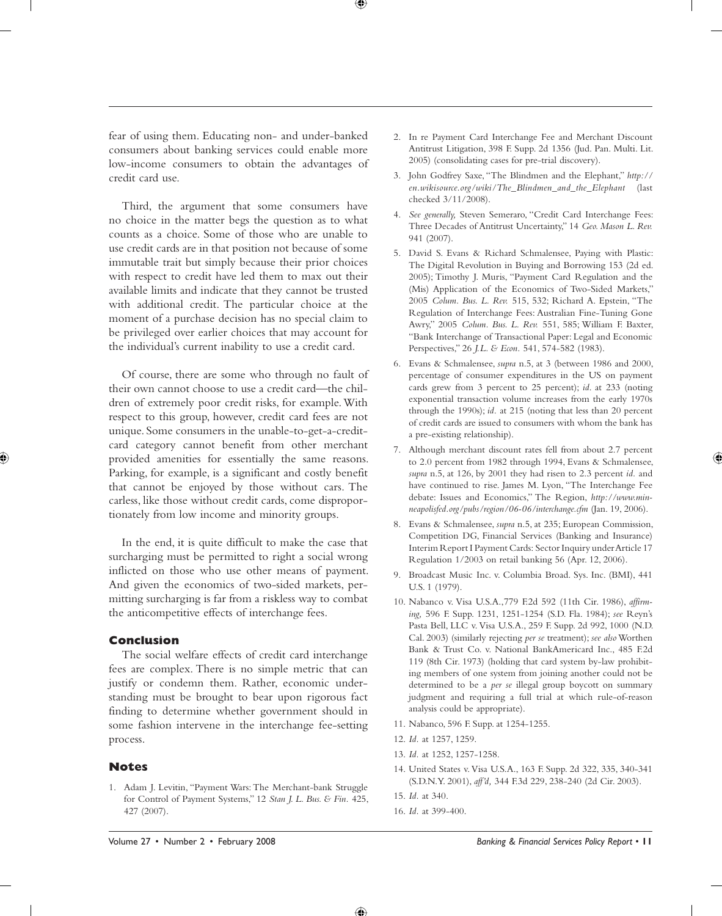fear of using them. Educating non- and under-banked consumers about banking services could enable more low-income consumers to obtain the advantages of credit card use.

Third, the argument that some consumers have no choice in the matter begs the question as to what counts as a choice. Some of those who are unable to use credit cards are in that position not because of some immutable trait but simply because their prior choices with respect to credit have led them to max out their available limits and indicate that they cannot be trusted with additional credit. The particular choice at the moment of a purchase decision has no special claim to be privileged over earlier choices that may account for the individual's current inability to use a credit card.

Of course, there are some who through no fault of their own cannot choose to use a credit card—the children of extremely poor credit risks, for example. With respect to this group, however, credit card fees are not unique. Some consumers in the unable-to-get-a-credit-card category cannot benefit from other merchant provided amenities for essentially the same reasons. Parking, for example, is a significant and costly benefit that cannot be enjoyed by those without cars. The carless, like those without credit cards, come disproportionately from low income and minority groups.

In the end, it is quite difficult to make the case that surcharging must be permitted to right a social wrong inflicted on those who use other means of payment. And given the economics of two-sided markets, permitting surcharging is far from a riskless way to combat the anticompetitive effects of interchange fees.

## Conclusion

The social welfare effects of credit card interchange fees are complex. There is no simple metric that can justify or condemn them. Rather, economic understanding must be brought to bear upon rigorous fact finding to determine whether government should in some fashion intervene in the interchange fee-setting process.

## Notes

1. Adam J. Levitin, "Payment Wars: The Merchant-bank Struggle for Control of Payment Systems," 12 *Stan J. L. Bus. & Fin.* 425, 427 (2007).
2. In re Payment Card Interchange Fee and Merchant Discount Antitrust Litigation, 398 F. Supp. 2d 1356 (Jud. Pan. Multi. Lit. 2005) (consolidating cases for pre-trial discovery).
3. John Godfrey Saxe, "The Blindmen and the Elephant," *http://en.wikisource.org/wiki/The_Blindmen_and_the_Elephant* (last checked 3/11/2008).
4. *See generally,* Steven Semeraro, "Credit Card Interchange Fees: Three Decades of Antitrust Uncertainty," 14 *Geo. Mason L. Rev.* 941 (2007).
5. David S. Evans & Richard Schmalensee, Paying with Plastic: The Digital Revolution in Buying and Borrowing 153 (2d ed. 2005); Timothy J. Muris, "Payment Card Regulation and the (Mis) Application of the Economics of Two-Sided Markets," 2005 *Colum. Bus. L. Rev.* 515, 532; Richard A. Epstein, "The Regulation of Interchange Fees: Australian Fine-Tuning Gone Awry," 2005 *Colum. Bus. L. Rev.* 551, 585; William F. Baxter, "Bank Interchange of Transactional Paper: Legal and Economic Perspectives," 26 *J.L. & Econ.* 541, 574-582 (1983).
6. Evans & Schmalensee, *supra* n.5, at 3 (between 1986 and 2000, percentage of consumer expenditures in the US on payment cards grew from 3 percent to 25 percent); *id.* at 233 (noting exponential transaction volume increases from the early 1970s through the 1990s); *id.* at 215 (noting that less than 20 percent of credit cards are issued to consumers with whom the bank has a pre-existing relationship).
7. Although merchant discount rates fell from about 2.7 percent to 2.0 percent from 1982 through 1994, Evans & Schmalensee, *supra* n.5, at 126, by 2001 they had risen to 2.3 percent *id.* and have continued to rise. James M. Lyon, "The Interchange Fee debate: Issues and Economics," The Region, *http://www.minneapolisfed.org/pubs/region/06-06/interchange.cfm* (Jan. 19, 2006).
8. Evans & Schmalensee, *supra* n.5, at 235; European Commission, Competition DG, Financial Services (Banking and Insurance) Interim Report I Payment Cards: Sector Inquiry under Article 17 Regulation 1/2003 on retail banking 56 (Apr. 12, 2006).
9. Broadcast Music Inc. v. Columbia Broad. Sys. Inc. (BMI), 441 U.S. 1 (1979).
10. Nabanco v. Visa U.S.A.,779 F.2d 592 (11th Cir. 1986), *affirming,* 596 F. Supp. 1231, 1251-1254 (S.D. Fla. 1984); *see* Reyn's Pasta Bell, LLC v. Visa U.S.A., 259 F. Supp. 2d 992, 1000 (N.D. Cal. 2003) (similarly rejecting *per se* treatment); *see also* Worthen Bank & Trust Co. v. National BankAmericard Inc., 485 F.2d 119 (8th Cir. 1973) (holding that card system by-law prohibiting members of one system from joining another could not be determined to be a *per se* illegal group boycott on summary judgment and requiring a full trial at which rule-of-reason analysis could be appropriate).
11. Nabanco, 596 F. Supp. at 1254-1255.
12. *Id.* at 1257, 1259.
13. *Id.* at 1252, 1257-1258.
14. United States v. Visa U.S.A., 163 F. Supp. 2d 322, 335, 340-341 (S.D.N.Y. 2001), *aff'd,* 344 F.3d 229, 238-240 (2d Cir. 2003).
15. *Id.* at 340.
16. *Id.* at 399-400.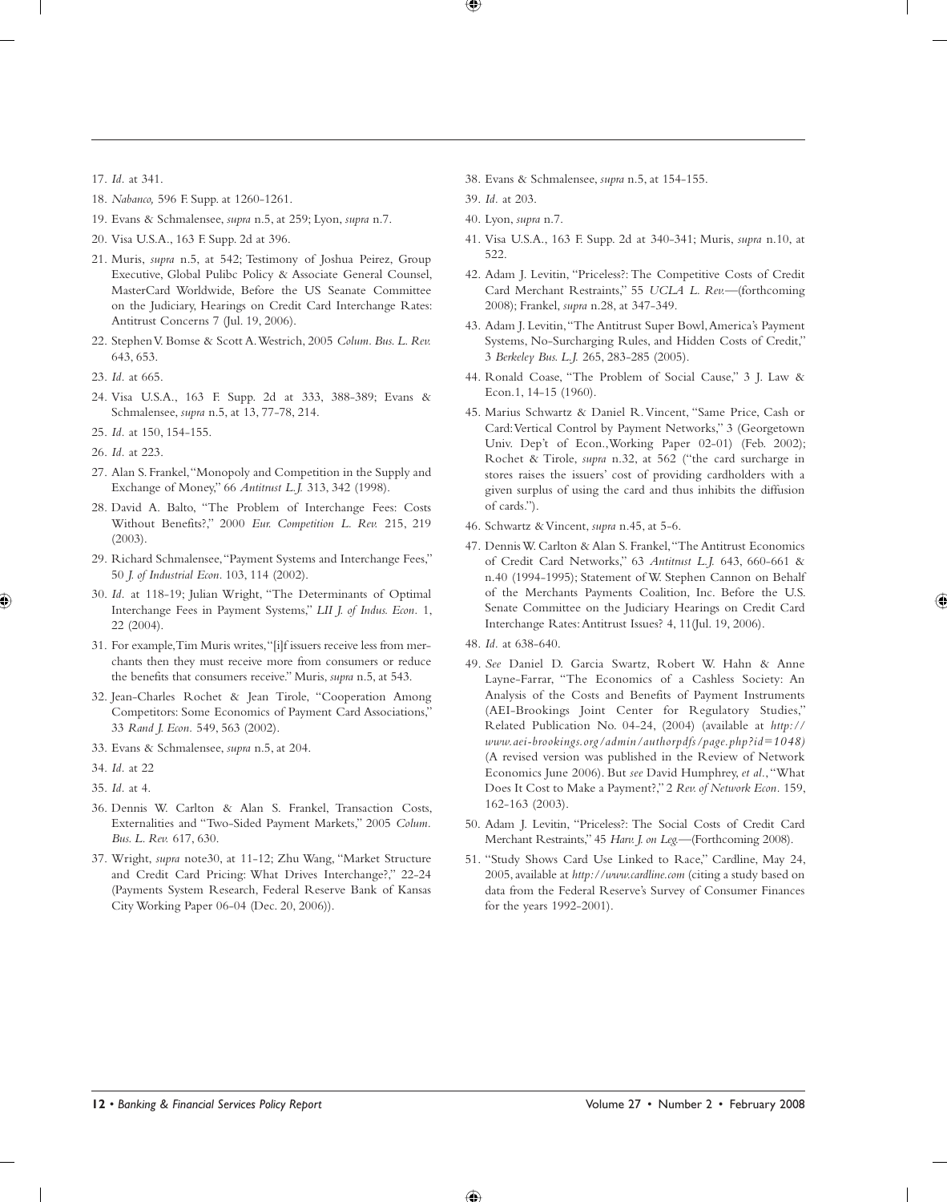17. *Id.* at 341.

18. *Nabanco,* 596 F. Supp. at 1260-1261.

19. Evans & Schmalensee, *supra* n.5, at 259; Lyon, *supra* n.7.

20. Visa U.S.A., 163 F. Supp. 2d at 396.

21. Muris, *supra* n.5, at 542; Testimony of Joshua Peirez, Group Executive, Global Pulibc Policy & Associate General Counsel, MasterCard Worldwide, Before the US Seanate Committee on the Judiciary, Hearings on Credit Card Interchange Rates: Antitrust Concerns 7 (Jul. 19, 2006).

22. Stephen V. Bomse & Scott A. Westrich, 2005 *Colum. Bus. L. Rev.* 643, 653.

23. *Id.* at 665.

24. Visa U.S.A., 163 F. Supp. 2d at 333, 388-389; Evans & Schmalensee, *supra* n.5, at 13, 77-78, 214.

25. *Id.* at 150, 154-155.

26. *Id.* at 223.

27. Alan S. Frankel, "Monopoly and Competition in the Supply and Exchange of Money," 66 *Antitrust L.J.* 313, 342 (1998).

28. David A. Balto, "The Problem of Interchange Fees: Costs Without Benefits?," 2000 *Eur. Competition L. Rev.* 215, 219 (2003).

29. Richard Schmalensee, "Payment Systems and Interchange Fees," 50 *J. of Industrial Econ.* 103, 114 (2002).

30. *Id.* at 118-19; Julian Wright, "The Determinants of Optimal Interchange Fees in Payment Systems," *LII J. of Indus. Econ.* 1, 22 (2004).

31. For example, Tim Muris writes, "[i]f issuers receive less from merchants then they must receive more from consumers or reduce the benefits that consumers receive." Muris, *supra* n.5, at 543.

32. Jean-Charles Rochet & Jean Tirole, "Cooperation Among Competitors: Some Economics of Payment Card Associations," 33 *Rand J. Econ.* 549, 563 (2002).

33. Evans & Schmalensee, *supra* n.5, at 204.

34. *Id.* at 22

35. *Id.* at 4.

36. Dennis W. Carlton & Alan S. Frankel, Transaction Costs, Externalities and "Two-Sided Payment Markets," 2005 *Colum. Bus. L. Rev.* 617, 630.

37. Wright, *supra* note30, at 11-12; Zhu Wang, "Market Structure and Credit Card Pricing: What Drives Interchange?," 22-24 (Payments System Research, Federal Reserve Bank of Kansas City Working Paper 06-04 (Dec. 20, 2006)).

38. Evans & Schmalensee, *supra* n.5, at 154-155.

39. *Id.* at 203.

40. Lyon, *supra* n.7.

41. Visa U.S.A., 163 F. Supp. 2d at 340-341; Muris, *supra* n.10, at 522.

42. Adam J. Levitin, "Priceless?: The Competitive Costs of Credit Card Merchant Restraints," 55 *UCLA L. Rev.*—(forthcoming 2008); Frankel, *supra* n.28, at 347-349.

43. Adam J. Levitin, "The Antitrust Super Bowl, America's Payment Systems, No-Surcharging Rules, and Hidden Costs of Credit," 3 *Berkeley Bus. L.J.* 265, 283-285 (2005).

44. Ronald Coase, "The Problem of Social Cause," 3 J. Law & Econ.1, 14-15 (1960).

45. Marius Schwartz & Daniel R. Vincent, "Same Price, Cash or Card: Vertical Control by Payment Networks," 3 (Georgetown Univ. Dep't of Econ., Working Paper 02-01) (Feb. 2002); Rochet & Tirole, *supra* n.32, at 562 ("the card surcharge in stores raises the issuers' cost of providing cardholders with a given surplus of using the card and thus inhibits the diffusion of cards.").

46. Schwartz & Vincent, *supra* n.45, at 5-6.

47. Dennis W. Carlton & Alan S. Frankel, "The Antitrust Economics of Credit Card Networks," 63 *Antitrust L.J.* 643, 660-661 & n.40 (1994-1995); Statement of W. Stephen Cannon on Behalf of the Merchants Payments Coalition, Inc. Before the U.S. Senate Committee on the Judiciary Hearings on Credit Card Interchange Rates: Antitrust Issues? 4, 11(Jul. 19, 2006).

48. *Id.* at 638-640.

49. *See* Daniel D. Garcia Swartz, Robert W. Hahn & Anne Layne-Farrar, "The Economics of a Cashless Society: An Analysis of the Costs and Benefits of Payment Instruments (AEI-Brookings Joint Center for Regulatory Studies," Related Publication No. 04-24, (2004) (available at *http://www.aei-brookings.org/admin/authorpdfs/page.php?id=1048)* (A revised version was published in the Review of Network Economics June 2006). But *see* David Humphrey, *et al.*, "What Does It Cost to Make a Payment?," 2 *Rev. of Network Econ.* 159, 162-163 (2003).

50. Adam J. Levitin, "Priceless?: The Social Costs of Credit Card Merchant Restraints," 45 *Harv. J. on Leg.*—(Forthcoming 2008).

51. "Study Shows Card Use Linked to Race," Cardline, May 24, 2005, available at *http://www.cardline.com* (citing a study based on data from the Federal Reserve's Survey of Consumer Finances for the years 1992-2001).